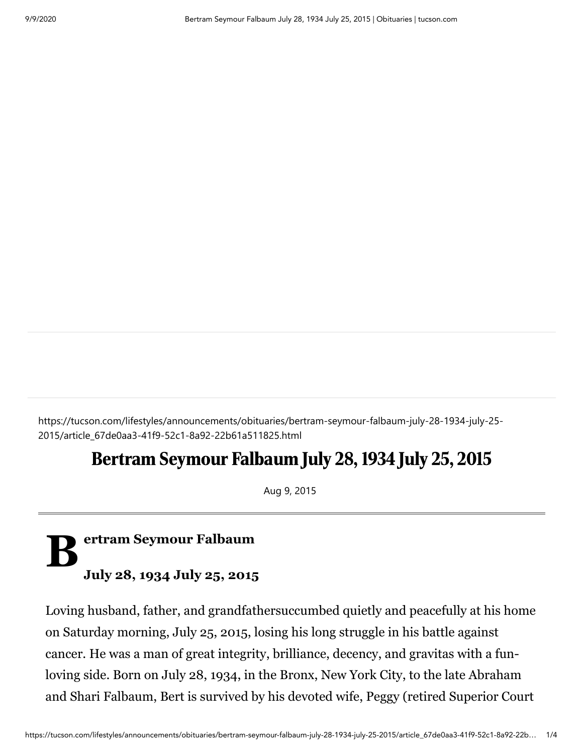https://tucson.com/lifestyles/announcements/obituaries/bertram-seymour-falbaum-july-28-1934-july-25-2015/article_67de0aa3-41f9-52c1-8a92-22b61a511825.html

# Bertram Seymour Falbaum July 28, 1934 July 25, 2015

Aug 9, 2015

**Bertram Seymour Falbaum**

**July 28, 1934 July 25, 2015**

Loving husband, father, and grandfathersuccumbed quietly and peacefully at his home on Saturday morning, July 25, 2015, losing his long struggle in his battle against cancer. He was a man of great integrity, brilliance, decency, and gravitas with a fun-loving side. Born on July 28, 1934, in the Bronx, New York City, to the late Abraham and Shari Falbaum, Bert is survived by his devoted wife, Peggy (retired Superior Court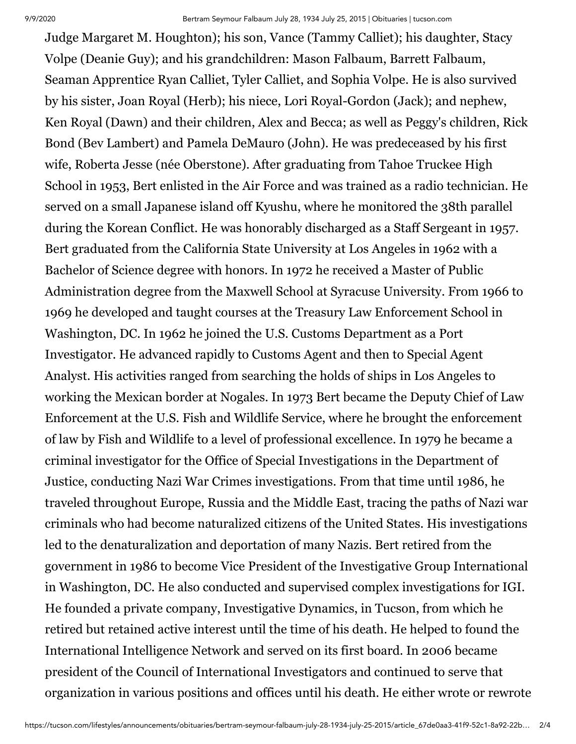Judge Margaret M. Houghton); his son, Vance (Tammy Calliet); his daughter, Stacy Volpe (Deanie Guy); and his grandchildren: Mason Falbaum, Barrett Falbaum, Seaman Apprentice Ryan Calliet, Tyler Calliet, and Sophia Volpe. He is also survived by his sister, Joan Royal (Herb); his niece, Lori Royal-Gordon (Jack); and nephew, Ken Royal (Dawn) and their children, Alex and Becca; as well as Peggy's children, Rick Bond (Bev Lambert) and Pamela DeMauro (John). He was predeceased by his first wife, Roberta Jesse (née Oberstone). After graduating from Tahoe Truckee High School in 1953, Bert enlisted in the Air Force and was trained as a radio technician. He served on a small Japanese island off Kyushu, where he monitored the 38th parallel during the Korean Conflict. He was honorably discharged as a Staff Sergeant in 1957. Bert graduated from the California State University at Los Angeles in 1962 with a Bachelor of Science degree with honors. In 1972 he received a Master of Public Administration degree from the Maxwell School at Syracuse University. From 1966 to 1969 he developed and taught courses at the Treasury Law Enforcement School in Washington, DC. In 1962 he joined the U.S. Customs Department as a Port Investigator. He advanced rapidly to Customs Agent and then to Special Agent Analyst. His activities ranged from searching the holds of ships in Los Angeles to working the Mexican border at Nogales. In 1973 Bert became the Deputy Chief of Law Enforcement at the U.S. Fish and Wildlife Service, where he brought the enforcement of law by Fish and Wildlife to a level of professional excellence. In 1979 he became a criminal investigator for the Office of Special Investigations in the Department of Justice, conducting Nazi War Crimes investigations. From that time until 1986, he traveled throughout Europe, Russia and the Middle East, tracing the paths of Nazi war criminals who had become naturalized citizens of the United States. His investigations led to the denaturalization and deportation of many Nazis. Bert retired from the government in 1986 to become Vice President of the Investigative Group International in Washington, DC. He also conducted and supervised complex investigations for IGI. He founded a private company, Investigative Dynamics, in Tucson, from which he retired but retained active interest until the time of his death. He helped to found the International Intelligence Network and served on its first board. In 2006 became president of the Council of International Investigators and continued to serve that organization in various positions and offices until his death. He either wrote or rewrote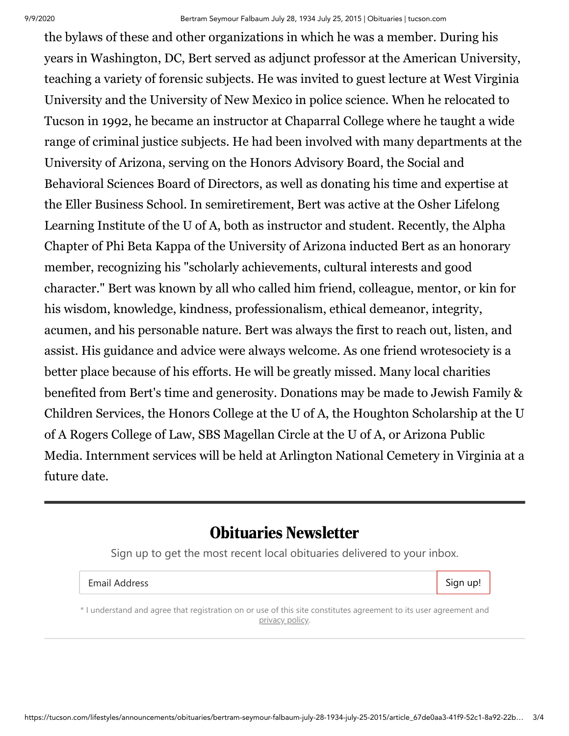the bylaws of these and other organizations in which he was a member. During his years in Washington, DC, Bert served as adjunct professor at the American University, teaching a variety of forensic subjects. He was invited to guest lecture at West Virginia University and the University of New Mexico in police science. When he relocated to Tucson in 1992, he became an instructor at Chaparral College where he taught a wide range of criminal justice subjects. He had been involved with many departments at the University of Arizona, serving on the Honors Advisory Board, the Social and Behavioral Sciences Board of Directors, as well as donating his time and expertise at the Eller Business School. In semiretirement, Bert was active at the Osher Lifelong Learning Institute of the U of A, both as instructor and student. Recently, the Alpha Chapter of Phi Beta Kappa of the University of Arizona inducted Bert as an honorary member, recognizing his "scholarly achievements, cultural interests and good character." Bert was known by all who called him friend, colleague, mentor, or kin for his wisdom, knowledge, kindness, professionalism, ethical demeanor, integrity, acumen, and his personable nature. Bert was always the first to reach out, listen, and assist. His guidance and advice were always welcome. As one friend wrotesociety is a better place because of his efforts. He will be greatly missed. Many local charities benefited from Bert's time and generosity. Donations may be made to Jewish Family & Children Services, the Honors College at the U of A, the Houghton Scholarship at the U of A Rogers College of Law, SBS Magellan Circle at the U of A, or Arizona Public Media. Internment services will be held at Arlington National Cemetery in Virginia at a future date.

---

## Obituaries Newsletter

Sign up to get the most recent local obituaries delivered to your inbox.

Email Address | Sign up!

* I understand and agree that registration on or use of this site constitutes agreement to its user agreement and privacy policy.